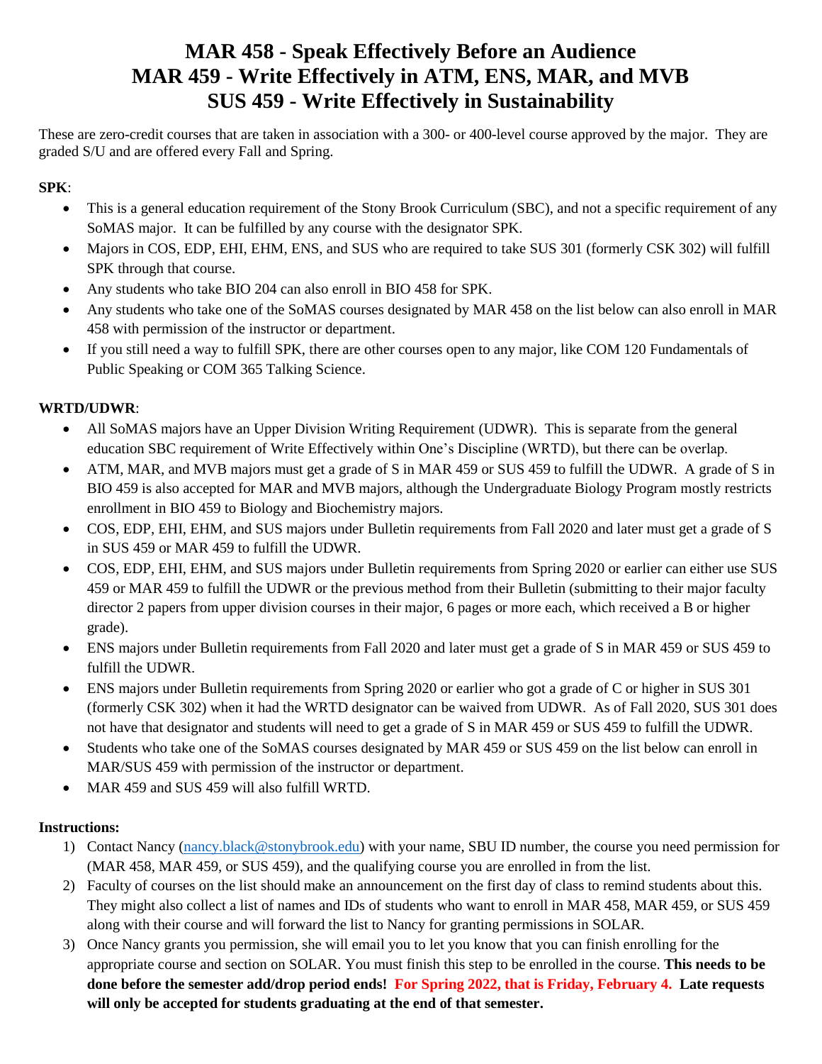# MAR 458 - Speak Effectively Before an Audience
# MAR 459 - Write Effectively in ATM, ENS, MAR, and MVB
# SUS 459 - Write Effectively in Sustainability

These are zero-credit courses that are taken in association with a 300- or 400-level course approved by the major. They are graded S/U and are offered every Fall and Spring.

**SPK**:

- This is a general education requirement of the Stony Brook Curriculum (SBC), and not a specific requirement of any SoMAS major. It can be fulfilled by any course with the designator SPK.
- Majors in COS, EDP, EHI, EHM, ENS, and SUS who are required to take SUS 301 (formerly CSK 302) will fulfill SPK through that course.
- Any students who take BIO 204 can also enroll in BIO 458 for SPK.
- Any students who take one of the SoMAS courses designated by MAR 458 on the list below can also enroll in MAR 458 with permission of the instructor or department.
- If you still need a way to fulfill SPK, there are other courses open to any major, like COM 120 Fundamentals of Public Speaking or COM 365 Talking Science.

**WRTD/UDWR**:

- All SoMAS majors have an Upper Division Writing Requirement (UDWR). This is separate from the general education SBC requirement of Write Effectively within One's Discipline (WRTD), but there can be overlap.
- ATM, MAR, and MVB majors must get a grade of S in MAR 459 or SUS 459 to fulfill the UDWR. A grade of S in BIO 459 is also accepted for MAR and MVB majors, although the Undergraduate Biology Program mostly restricts enrollment in BIO 459 to Biology and Biochemistry majors.
- COS, EDP, EHI, EHM, and SUS majors under Bulletin requirements from Fall 2020 and later must get a grade of S in SUS 459 or MAR 459 to fulfill the UDWR.
- COS, EDP, EHI, EHM, and SUS majors under Bulletin requirements from Spring 2020 or earlier can either use SUS 459 or MAR 459 to fulfill the UDWR or the previous method from their Bulletin (submitting to their major faculty director 2 papers from upper division courses in their major, 6 pages or more each, which received a B or higher grade).
- ENS majors under Bulletin requirements from Fall 2020 and later must get a grade of S in MAR 459 or SUS 459 to fulfill the UDWR.
- ENS majors under Bulletin requirements from Spring 2020 or earlier who got a grade of C or higher in SUS 301 (formerly CSK 302) when it had the WRTD designator can be waived from UDWR. As of Fall 2020, SUS 301 does not have that designator and students will need to get a grade of S in MAR 459 or SUS 459 to fulfill the UDWR.
- Students who take one of the SoMAS courses designated by MAR 459 or SUS 459 on the list below can enroll in MAR/SUS 459 with permission of the instructor or department.
- MAR 459 and SUS 459 will also fulfill WRTD.

**Instructions:**

1) Contact Nancy (nancy.black@stonybrook.edu) with your name, SBU ID number, the course you need permission for (MAR 458, MAR 459, or SUS 459), and the qualifying course you are enrolled in from the list.
2) Faculty of courses on the list should make an announcement on the first day of class to remind students about this. They might also collect a list of names and IDs of students who want to enroll in MAR 458, MAR 459, or SUS 459 along with their course and will forward the list to Nancy for granting permissions in SOLAR.
3) Once Nancy grants you permission, she will email you to let you know that you can finish enrolling for the appropriate course and section on SOLAR. You must finish this step to be enrolled in the course. **This needs to be done before the semester add/drop period ends! For Spring 2022, that is Friday, February 4. Late requests will only be accepted for students graduating at the end of that semester.**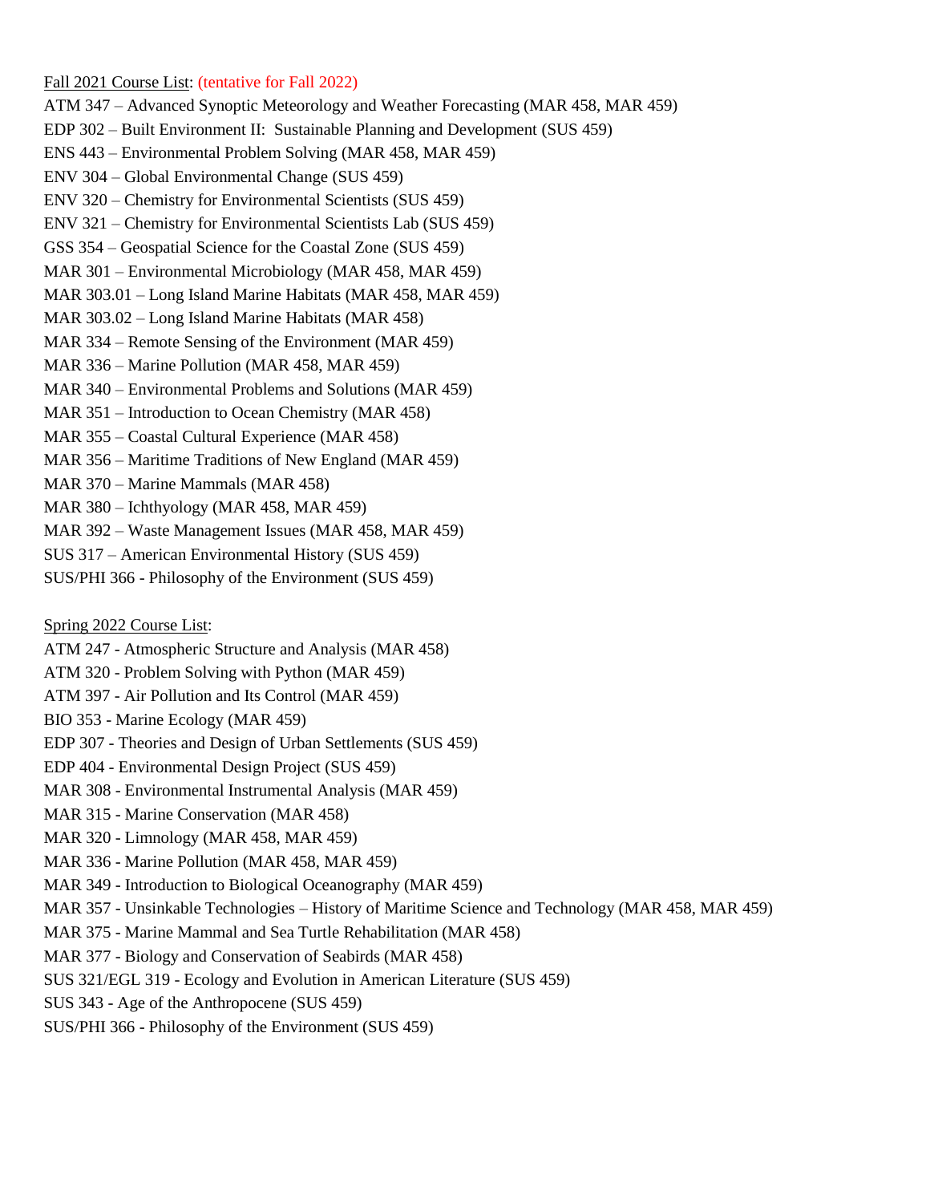Fall 2021 Course List: (tentative for Fall 2022)

ATM 347 – Advanced Synoptic Meteorology and Weather Forecasting (MAR 458, MAR 459)
EDP 302 – Built Environment II: Sustainable Planning and Development (SUS 459)
ENS 443 – Environmental Problem Solving (MAR 458, MAR 459)
ENV 304 – Global Environmental Change (SUS 459)
ENV 320 – Chemistry for Environmental Scientists (SUS 459)
ENV 321 – Chemistry for Environmental Scientists Lab (SUS 459)
GSS 354 – Geospatial Science for the Coastal Zone (SUS 459)
MAR 301 – Environmental Microbiology (MAR 458, MAR 459)
MAR 303.01 – Long Island Marine Habitats (MAR 458, MAR 459)
MAR 303.02 – Long Island Marine Habitats (MAR 458)
MAR 334 – Remote Sensing of the Environment (MAR 459)
MAR 336 – Marine Pollution (MAR 458, MAR 459)
MAR 340 – Environmental Problems and Solutions (MAR 459)
MAR 351 – Introduction to Ocean Chemistry (MAR 458)
MAR 355 – Coastal Cultural Experience (MAR 458)
MAR 356 – Maritime Traditions of New England (MAR 459)
MAR 370 – Marine Mammals (MAR 458)
MAR 380 – Ichthyology (MAR 458, MAR 459)
MAR 392 – Waste Management Issues (MAR 458, MAR 459)
SUS 317 – American Environmental History (SUS 459)
SUS/PHI 366 - Philosophy of the Environment (SUS 459)

Spring 2022 Course List:

ATM 247 - Atmospheric Structure and Analysis (MAR 458)
ATM 320 - Problem Solving with Python (MAR 459)
ATM 397 - Air Pollution and Its Control (MAR 459)
BIO 353 - Marine Ecology (MAR 459)
EDP 307 - Theories and Design of Urban Settlements (SUS 459)
EDP 404 - Environmental Design Project (SUS 459)
MAR 308 - Environmental Instrumental Analysis (MAR 459)
MAR 315 - Marine Conservation (MAR 458)
MAR 320 - Limnology (MAR 458, MAR 459)
MAR 336 - Marine Pollution (MAR 458, MAR 459)
MAR 349 - Introduction to Biological Oceanography (MAR 459)
MAR 357 - Unsinkable Technologies – History of Maritime Science and Technology (MAR 458, MAR 459)
MAR 375 - Marine Mammal and Sea Turtle Rehabilitation (MAR 458)
MAR 377 - Biology and Conservation of Seabirds (MAR 458)
SUS 321/EGL 319 - Ecology and Evolution in American Literature (SUS 459)
SUS 343 - Age of the Anthropocene (SUS 459)
SUS/PHI 366 - Philosophy of the Environment (SUS 459)